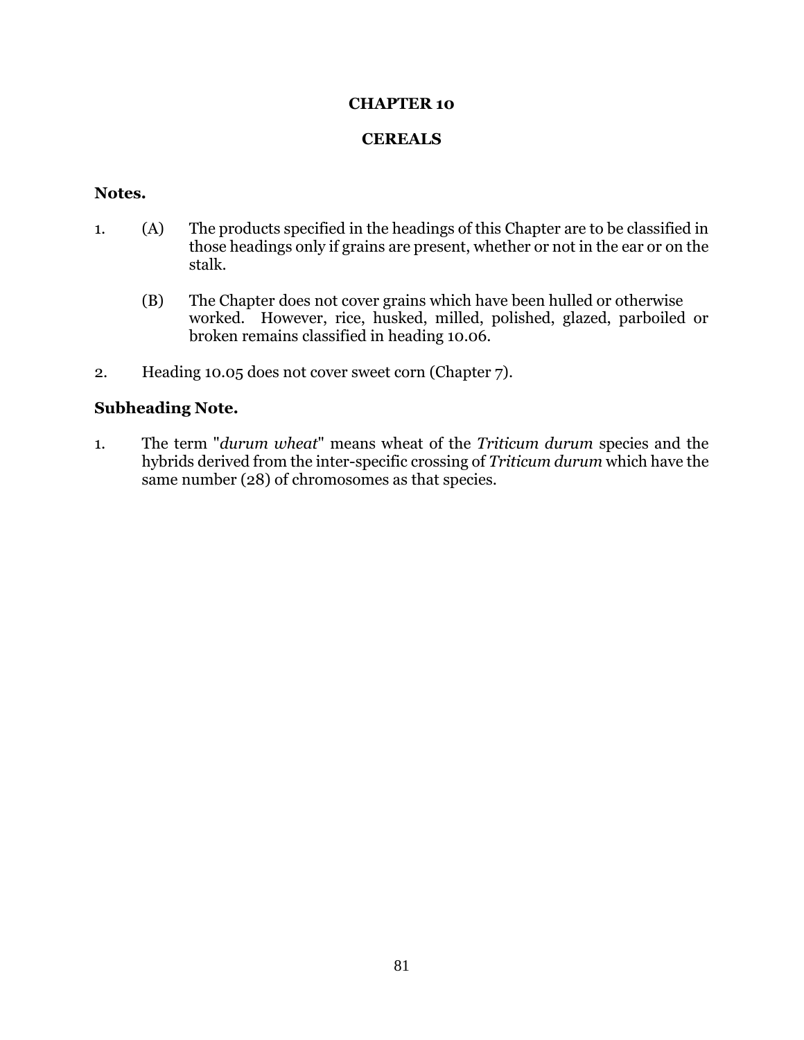# CHAPTER 10

## CEREALS

### Notes.

1. (A) The products specified in the headings of this Chapter are to be classified in those headings only if grains are present, whether or not in the ear or on the stalk.

   (B) The Chapter does not cover grains which have been hulled or otherwise worked. However, rice, husked, milled, polished, glazed, parboiled or broken remains classified in heading 10.06.

2. Heading 10.05 does not cover sweet corn (Chapter 7).

### Subheading Note.

1. The term "*durum wheat*" means wheat of the *Triticum durum* species and the hybrids derived from the inter-specific crossing of *Triticum durum* which have the same number (28) of chromosomes as that species.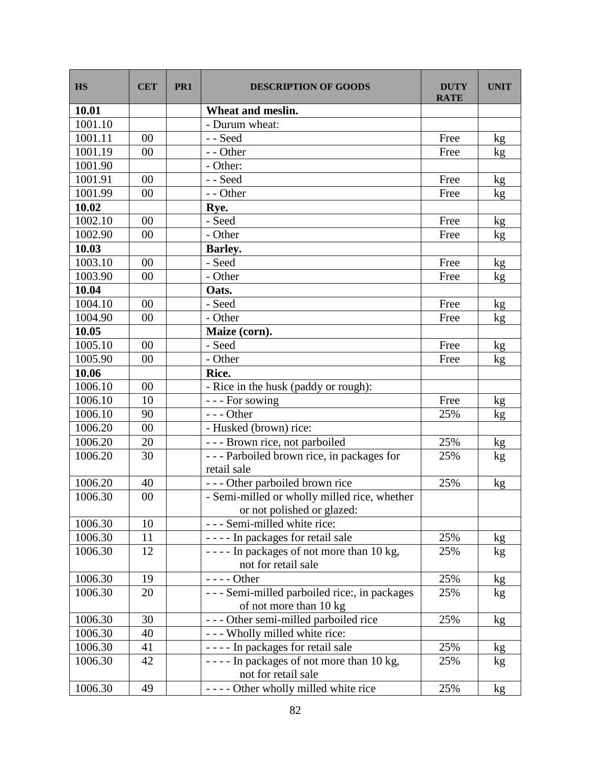| HS | CET | PR1 | DESCRIPTION OF GOODS | DUTY RATE | UNIT |
|---|---|---|---|---|---|
| **10.01** | | | **Wheat and meslin.** | | |
| 1001.10 | | | - Durum wheat: | | |
| 1001.11 | 00 | | - - Seed | Free | kg |
| 1001.19 | 00 | | - - Other | Free | kg |
| 1001.90 | | | - Other: | | |
| 1001.91 | 00 | | - - Seed | Free | kg |
| 1001.99 | 00 | | - - Other | Free | kg |
| **10.02** | | | **Rye.** | | |
| 1002.10 | 00 | | - Seed | Free | kg |
| 1002.90 | 00 | | - Other | Free | kg |
| **10.03** | | | **Barley.** | | |
| 1003.10 | 00 | | - Seed | Free | kg |
| 1003.90 | 00 | | - Other | Free | kg |
| **10.04** | | | **Oats.** | | |
| 1004.10 | 00 | | - Seed | Free | kg |
| 1004.90 | 00 | | - Other | Free | kg |
| **10.05** | | | **Maize (corn).** | | |
| 1005.10 | 00 | | - Seed | Free | kg |
| 1005.90 | 00 | | - Other | Free | kg |
| **10.06** | | | **Rice.** | | |
| 1006.10 | 00 | | - Rice in the husk (paddy or rough): | | |
| 1006.10 | 10 | | - - - For sowing | Free | kg |
| 1006.10 | 90 | | - - - Other | 25% | kg |
| 1006.20 | 00 | | - Husked (brown) rice: | | |
| 1006.20 | 20 | | - - - Brown rice, not parboiled | 25% | kg |
| 1006.20 | 30 | | - - - Parboiled brown rice, in packages for retail sale | 25% | kg |
| 1006.20 | 40 | | - - - Other parboiled brown rice | 25% | kg |
| 1006.30 | 00 | | - Semi-milled or wholly milled rice, whether or not polished or glazed: | | |
| 1006.30 | 10 | | - - - Semi-milled white rice: | | |
| 1006.30 | 11 | | - - - - In packages for retail sale | 25% | kg |
| 1006.30 | 12 | | - - - - In packages of not more than 10 kg, not for retail sale | 25% | kg |
| 1006.30 | 19 | | - - - - Other | 25% | kg |
| 1006.30 | 20 | | - - - Semi-milled parboiled rice:, in packages of not more than 10 kg | 25% | kg |
| 1006.30 | 30 | | - - - Other semi-milled parboiled rice | 25% | kg |
| 1006.30 | 40 | | - - - Wholly milled white rice: | | |
| 1006.30 | 41 | | - - - - In packages for retail sale | 25% | kg |
| 1006.30 | 42 | | - - - - In packages of not more than 10 kg, not for retail sale | 25% | kg |
| 1006.30 | 49 | | - - - - Other wholly milled white rice | 25% | kg |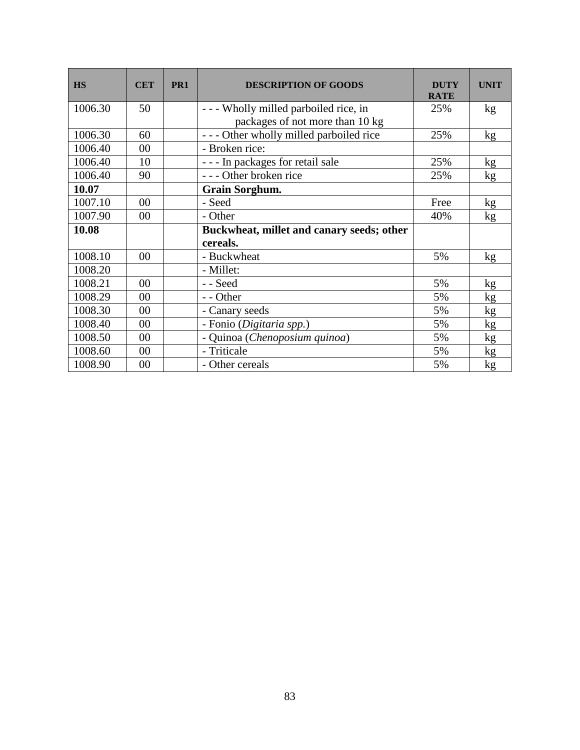| HS | CET | PR1 | DESCRIPTION OF GOODS | DUTY RATE | UNIT |
|---|---|---|---|---|---|
| 1006.30 | 50 | | - - - Wholly milled parboiled rice, in packages of not more than 10 kg | 25% | kg |
| 1006.30 | 60 | | - - - Other wholly milled parboiled rice | 25% | kg |
| 1006.40 | 00 | | - Broken rice: | | |
| 1006.40 | 10 | | - - - In packages for retail sale | 25% | kg |
| 1006.40 | 90 | | - - - Other broken rice | 25% | kg |
| **10.07** | | | **Grain Sorghum.** | | |
| 1007.10 | 00 | | - Seed | Free | kg |
| 1007.90 | 00 | | - Other | 40% | kg |
| **10.08** | | | **Buckwheat, millet and canary seeds; other cereals.** | | |
| 1008.10 | 00 | | - Buckwheat | 5% | kg |
| 1008.20 | | | - Millet: | | |
| 1008.21 | 00 | | - - Seed | 5% | kg |
| 1008.29 | 00 | | - - Other | 5% | kg |
| 1008.30 | 00 | | - Canary seeds | 5% | kg |
| 1008.40 | 00 | | - Fonio (*Digitaria spp.*) | 5% | kg |
| 1008.50 | 00 | | - Quinoa (*Chenoposium quinoa*) | 5% | kg |
| 1008.60 | 00 | | - Triticale | 5% | kg |
| 1008.90 | 00 | | - Other cereals | 5% | kg |